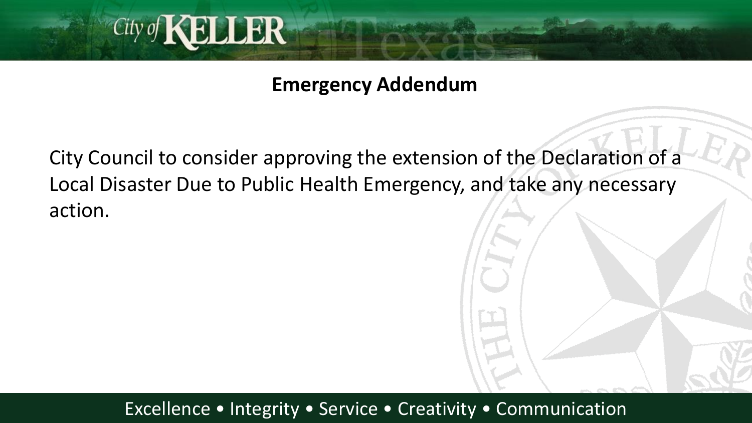## Emergency Addendum

City Council to consider approving the extension of the Declaration of a Local Disaster Due to Public Health Emergency, and take any necessary action.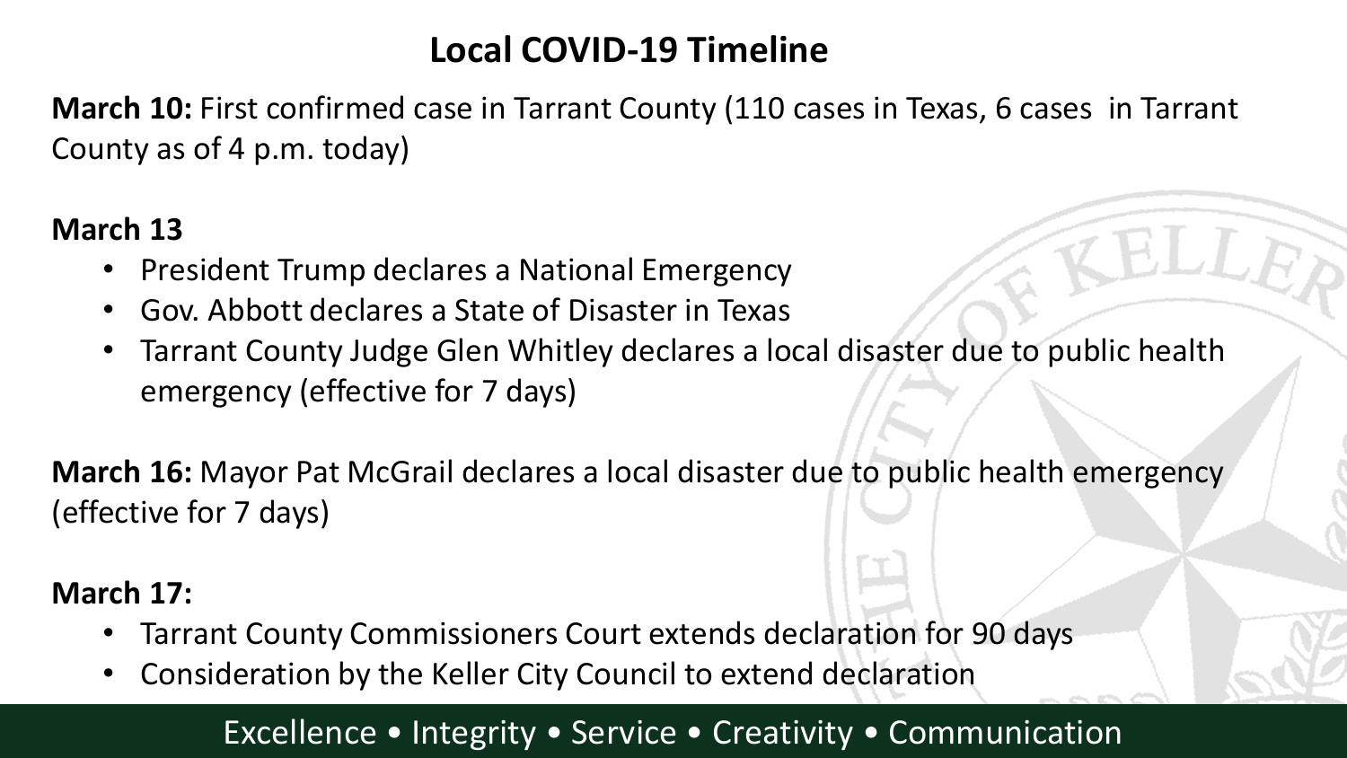# Local COVID-19 Timeline

**March 10:** First confirmed case in Tarrant County (110 cases in Texas, 6 cases in Tarrant County as of 4 p.m. today)

**March 13**

- President Trump declares a National Emergency
- Gov. Abbott declares a State of Disaster in Texas
- Tarrant County Judge Glen Whitley declares a local disaster due to public health emergency (effective for 7 days)

**March 16:** Mayor Pat McGrail declares a local disaster due to public health emergency (effective for 7 days)

**March 17:**

- Tarrant County Commissioners Court extends declaration for 90 days
- Consideration by the Keller City Council to extend declaration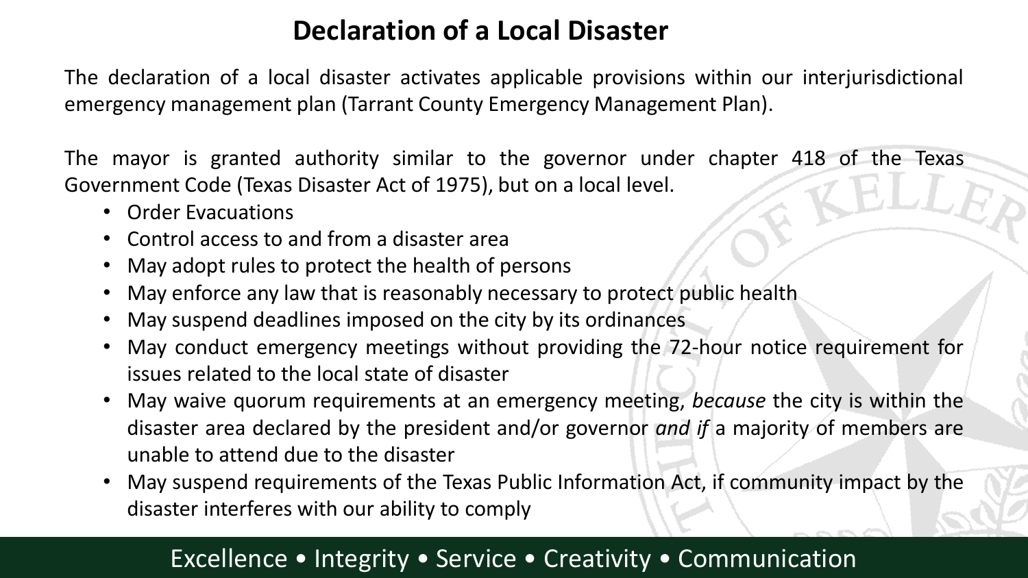# Declaration of a Local Disaster

The declaration of a local disaster activates applicable provisions within our interjurisdictional emergency management plan (Tarrant County Emergency Management Plan).

The mayor is granted authority similar to the governor under chapter 418 of the Texas Government Code (Texas Disaster Act of 1975), but on a local level.

- Order Evacuations
- Control access to and from a disaster area
- May adopt rules to protect the health of persons
- May enforce any law that is reasonably necessary to protect public health
- May suspend deadlines imposed on the city by its ordinances
- May conduct emergency meetings without providing the 72-hour notice requirement for issues related to the local state of disaster
- May waive quorum requirements at an emergency meeting, *because* the city is within the disaster area declared by the president and/or governor *and if* a majority of members are unable to attend due to the disaster
- May suspend requirements of the Texas Public Information Act, if community impact by the disaster interferes with our ability to comply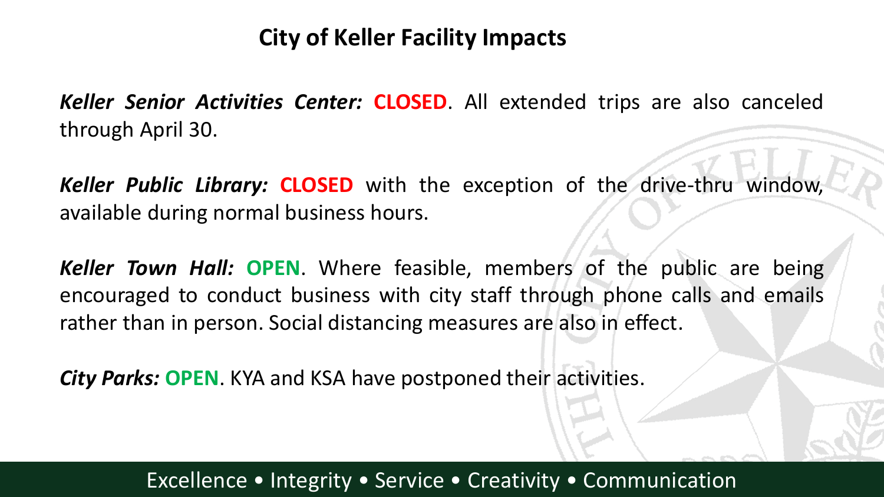# City of Keller Facility Impacts

***Keller Senior Activities Center:*** **CLOSED**. All extended trips are also canceled through April 30.

***Keller Public Library:*** **CLOSED** with the exception of the drive-thru window, available during normal business hours.

***Keller Town Hall:*** **OPEN**. Where feasible, members of the public are being encouraged to conduct business with city staff through phone calls and emails rather than in person. Social distancing measures are also in effect.

***City Parks:*** **OPEN**. KYA and KSA have postponed their activities.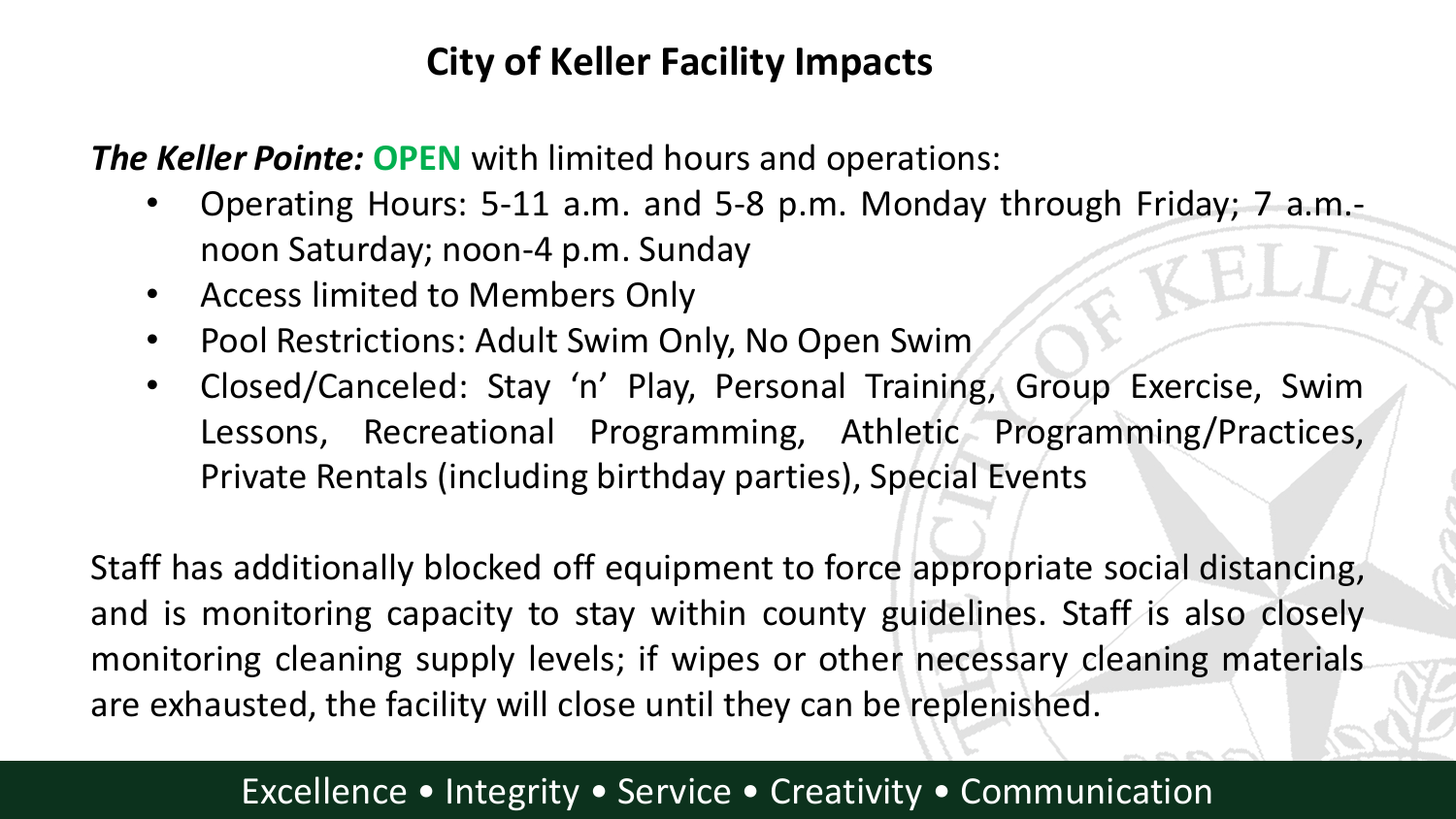# City of Keller Facility Impacts

***The Keller Pointe:*** **OPEN** with limited hours and operations:

- Operating Hours: 5-11 a.m. and 5-8 p.m. Monday through Friday; 7 a.m.-noon Saturday; noon-4 p.m. Sunday
- Access limited to Members Only
- Pool Restrictions: Adult Swim Only, No Open Swim
- Closed/Canceled: Stay 'n' Play, Personal Training, Group Exercise, Swim Lessons, Recreational Programming, Athletic Programming/Practices, Private Rentals (including birthday parties), Special Events

Staff has additionally blocked off equipment to force appropriate social distancing, and is monitoring capacity to stay within county guidelines. Staff is also closely monitoring cleaning supply levels; if wipes or other necessary cleaning materials are exhausted, the facility will close until they can be replenished.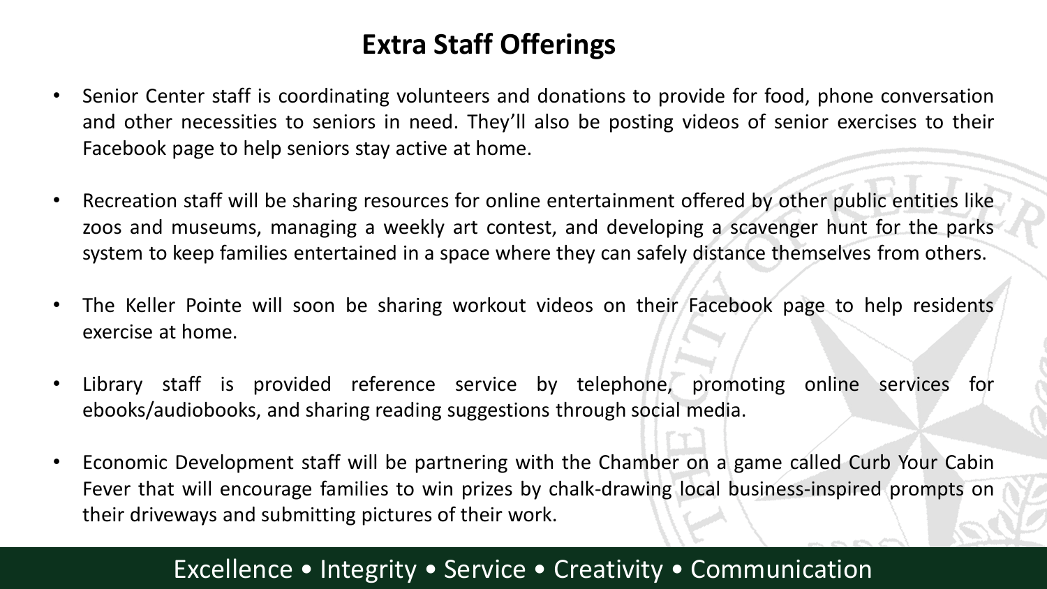# Extra Staff Offerings

- Senior Center staff is coordinating volunteers and donations to provide for food, phone conversation and other necessities to seniors in need. They'll also be posting videos of senior exercises to their Facebook page to help seniors stay active at home.
- Recreation staff will be sharing resources for online entertainment offered by other public entities like zoos and museums, managing a weekly art contest, and developing a scavenger hunt for the parks system to keep families entertained in a space where they can safely distance themselves from others.
- The Keller Pointe will soon be sharing workout videos on their Facebook page to help residents exercise at home.
- Library staff is provided reference service by telephone, promoting online services for ebooks/audiobooks, and sharing reading suggestions through social media.
- Economic Development staff will be partnering with the Chamber on a game called Curb Your Cabin Fever that will encourage families to win prizes by chalk-drawing local business-inspired prompts on their driveways and submitting pictures of their work.

Excellence • Integrity • Service • Creativity • Communication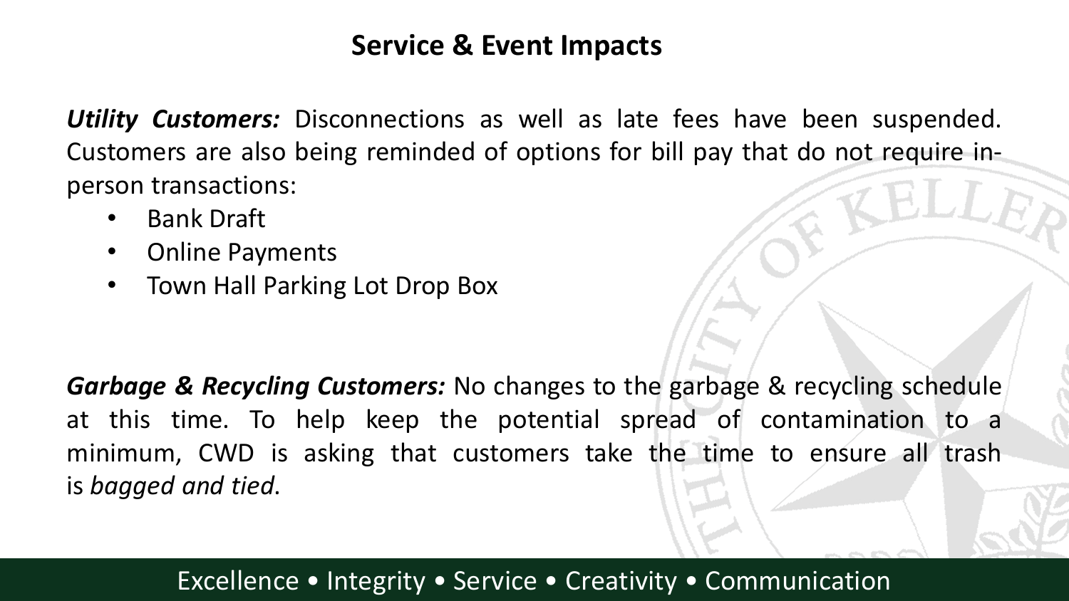## Service & Event Impacts

***Utility Customers:*** Disconnections as well as late fees have been suspended. Customers are also being reminded of options for bill pay that do not require in-person transactions:

- Bank Draft
- Online Payments
- Town Hall Parking Lot Drop Box

***Garbage & Recycling Customers:*** No changes to the garbage & recycling schedule at this time. To help keep the potential spread of contamination to a minimum, CWD is asking that customers take the time to ensure all trash is *bagged and tied*.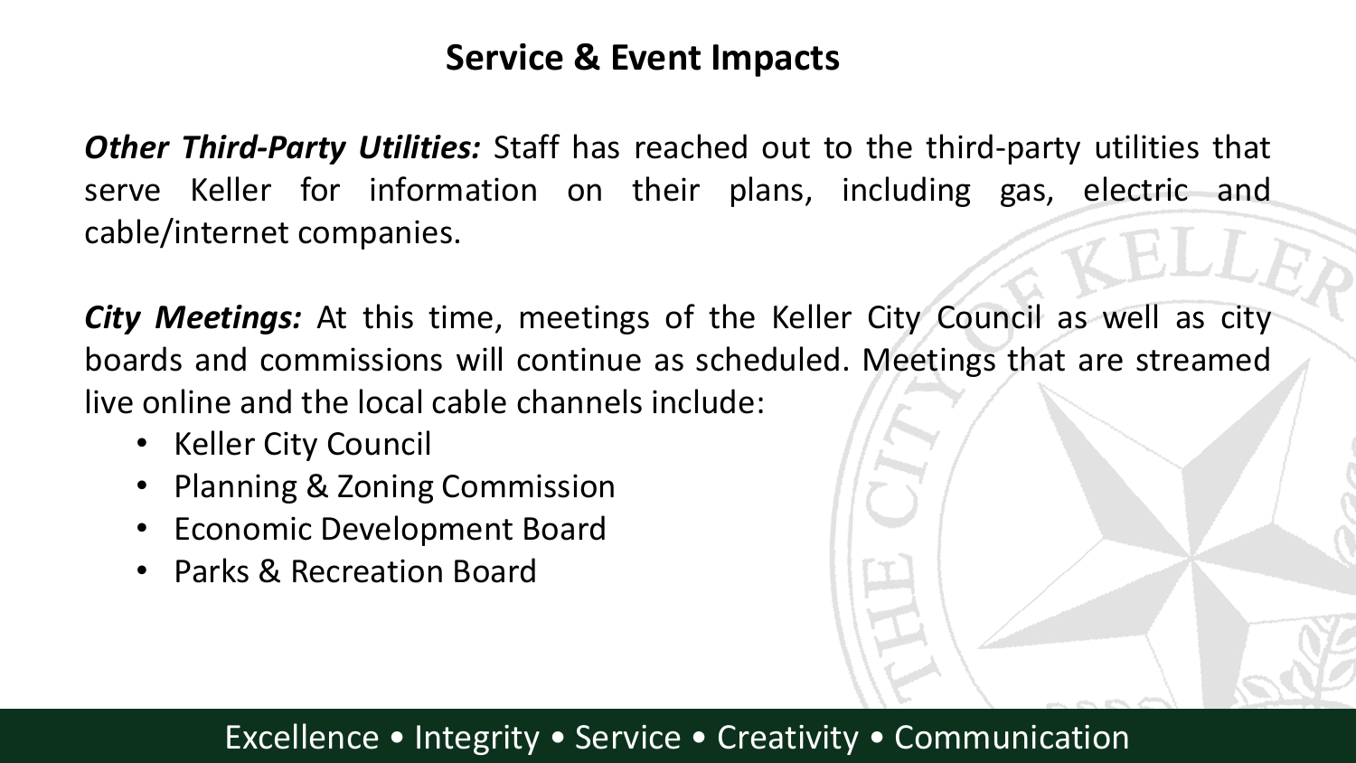## Service & Event Impacts

***Other Third-Party Utilities:*** Staff has reached out to the third-party utilities that serve Keller for information on their plans, including gas, electric and cable/internet companies.

***City Meetings:*** At this time, meetings of the Keller City Council as well as city boards and commissions will continue as scheduled. Meetings that are streamed live online and the local cable channels include:

- Keller City Council
- Planning & Zoning Commission
- Economic Development Board
- Parks & Recreation Board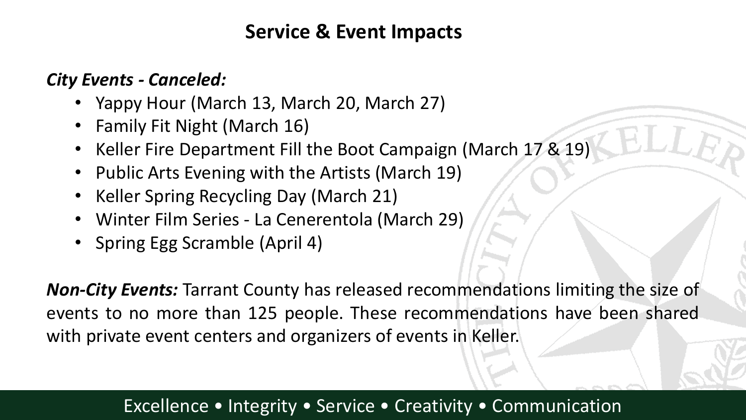## Service & Event Impacts

***City Events - Canceled:***

- Yappy Hour (March 13, March 20, March 27)
- Family Fit Night (March 16)
- Keller Fire Department Fill the Boot Campaign (March 17 & 19)
- Public Arts Evening with the Artists (March 19)
- Keller Spring Recycling Day (March 21)
- Winter Film Series - La Cenerentola (March 29)
- Spring Egg Scramble (April 4)

***Non-City Events:*** Tarrant County has released recommendations limiting the size of events to no more than 125 people. These recommendations have been shared with private event centers and organizers of events in Keller.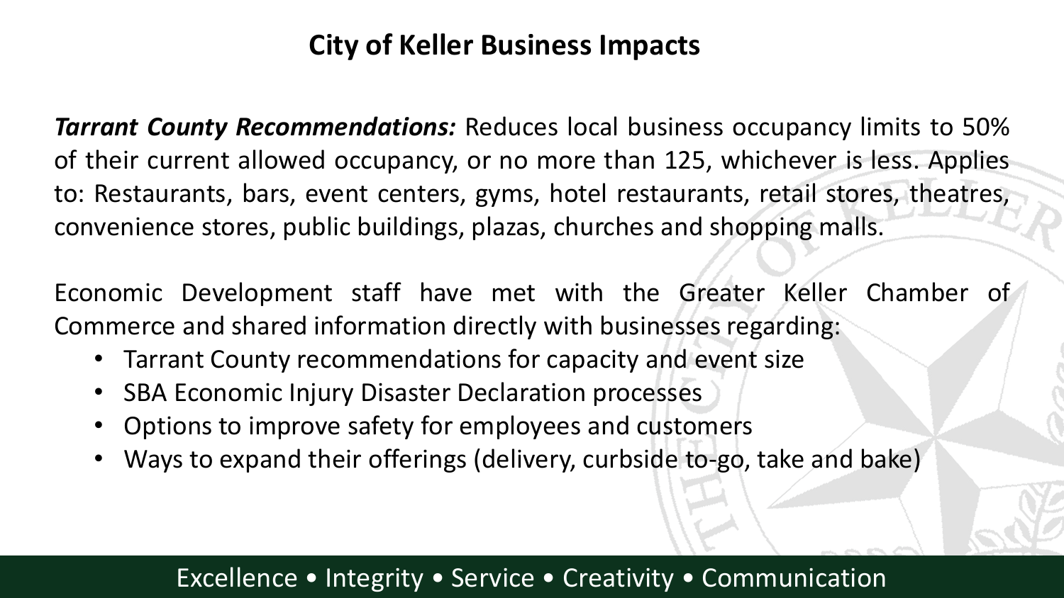# City of Keller Business Impacts

***Tarrant County Recommendations:*** Reduces local business occupancy limits to 50% of their current allowed occupancy, or no more than 125, whichever is less. Applies to: Restaurants, bars, event centers, gyms, hotel restaurants, retail stores, theatres, convenience stores, public buildings, plazas, churches and shopping malls.

Economic Development staff have met with the Greater Keller Chamber of Commerce and shared information directly with businesses regarding:

- Tarrant County recommendations for capacity and event size
- SBA Economic Injury Disaster Declaration processes
- Options to improve safety for employees and customers
- Ways to expand their offerings (delivery, curbside to-go, take and bake)

Excellence • Integrity • Service • Creativity • Communication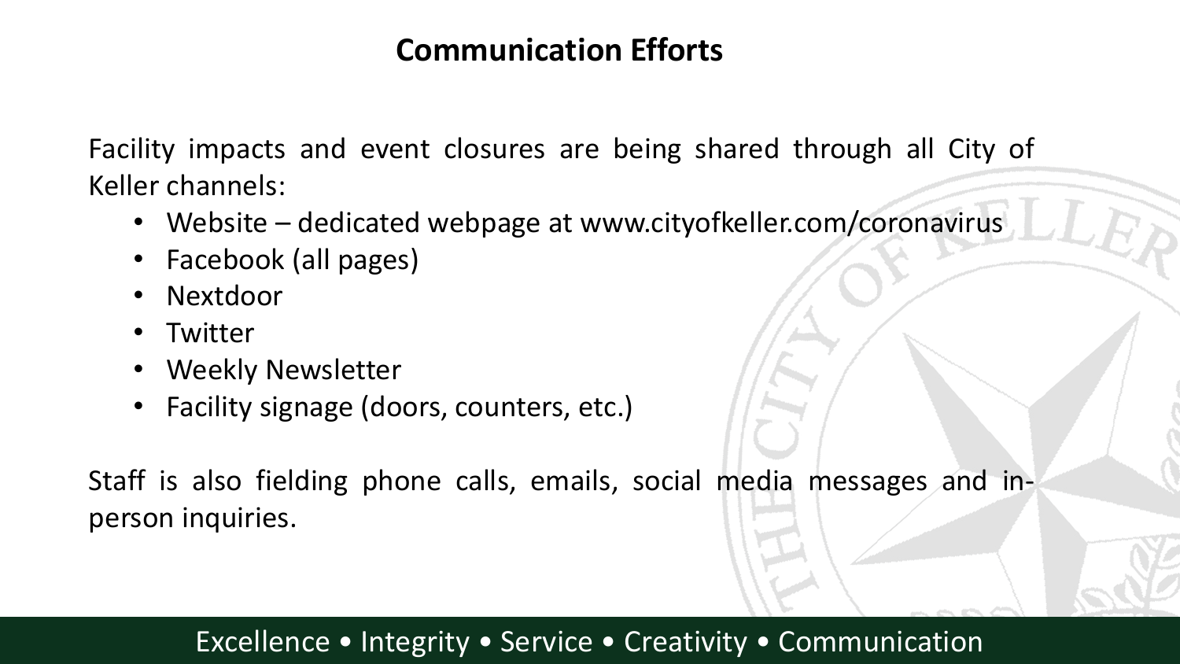## Communication Efforts

Facility impacts and event closures are being shared through all City of Keller channels:

- Website – dedicated webpage at www.cityofkeller.com/coronavirus
- Facebook (all pages)
- Nextdoor
- Twitter
- Weekly Newsletter
- Facility signage (doors, counters, etc.)

Staff is also fielding phone calls, emails, social media messages and in-person inquiries.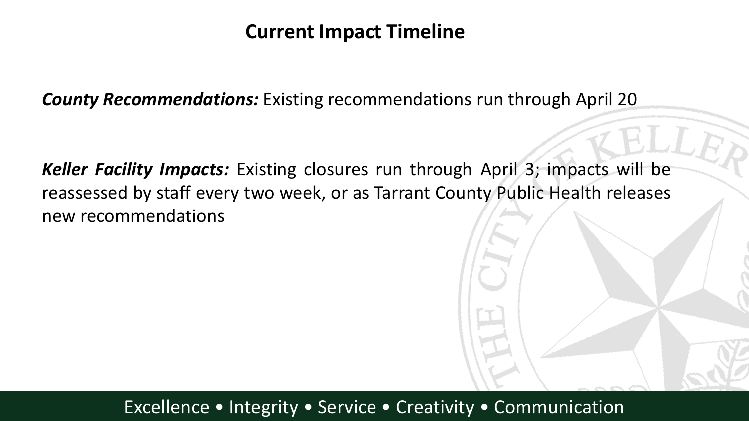# Current Impact Timeline

***County Recommendations:*** Existing recommendations run through April 20

***Keller Facility Impacts:*** Existing closures run through April 3; impacts will be reassessed by staff every two week, or as Tarrant County Public Health releases new recommendations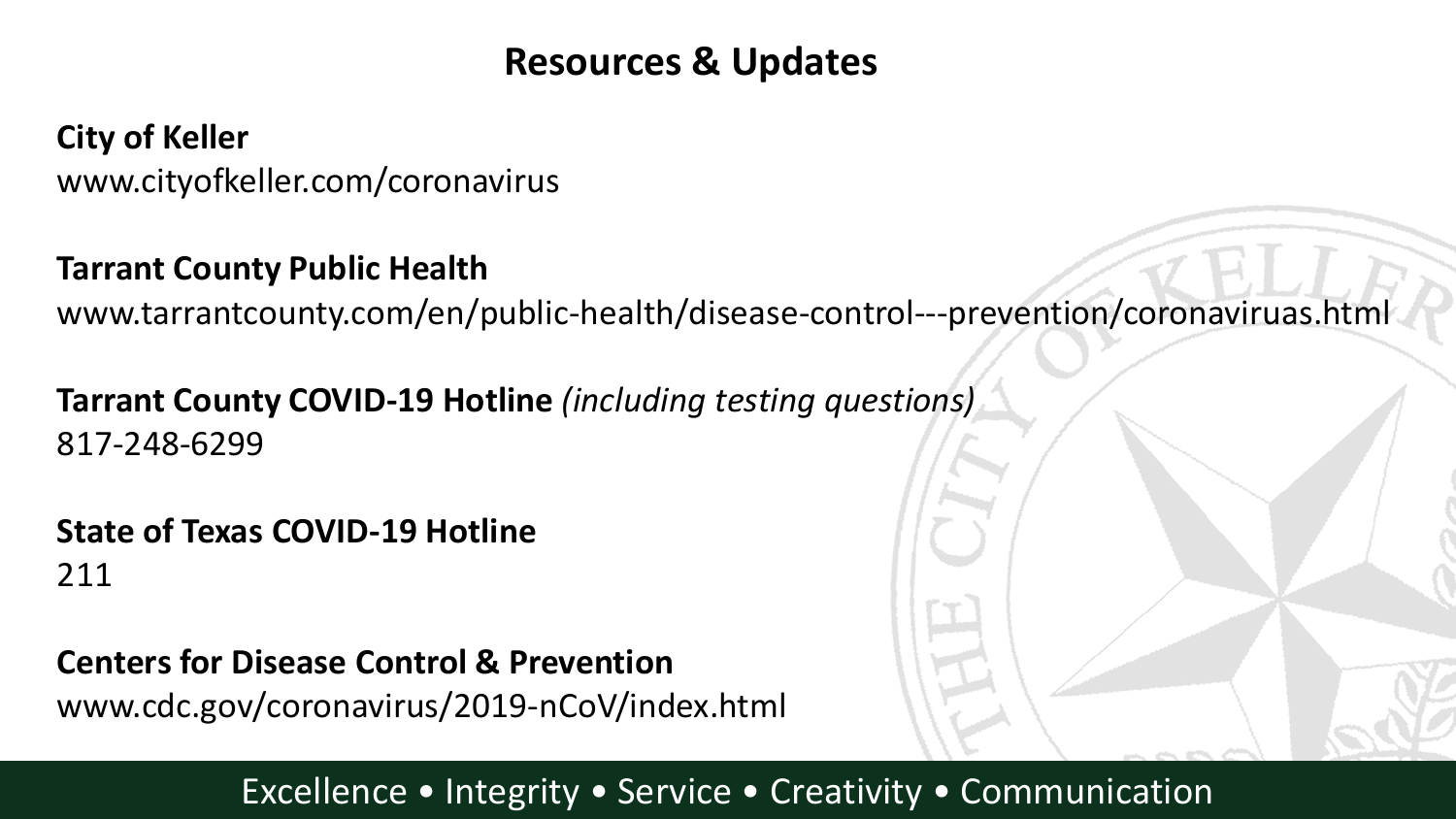# Resources & Updates

**City of Keller**
www.cityofkeller.com/coronavirus

**Tarrant County Public Health**
www.tarrantcounty.com/en/public-health/disease-control---prevention/coronaviruas.html

**Tarrant County COVID-19 Hotline** *(including testing questions)*
817-248-6299

**State of Texas COVID-19 Hotline**
211

**Centers for Disease Control & Prevention**
www.cdc.gov/coronavirus/2019-nCoV/index.html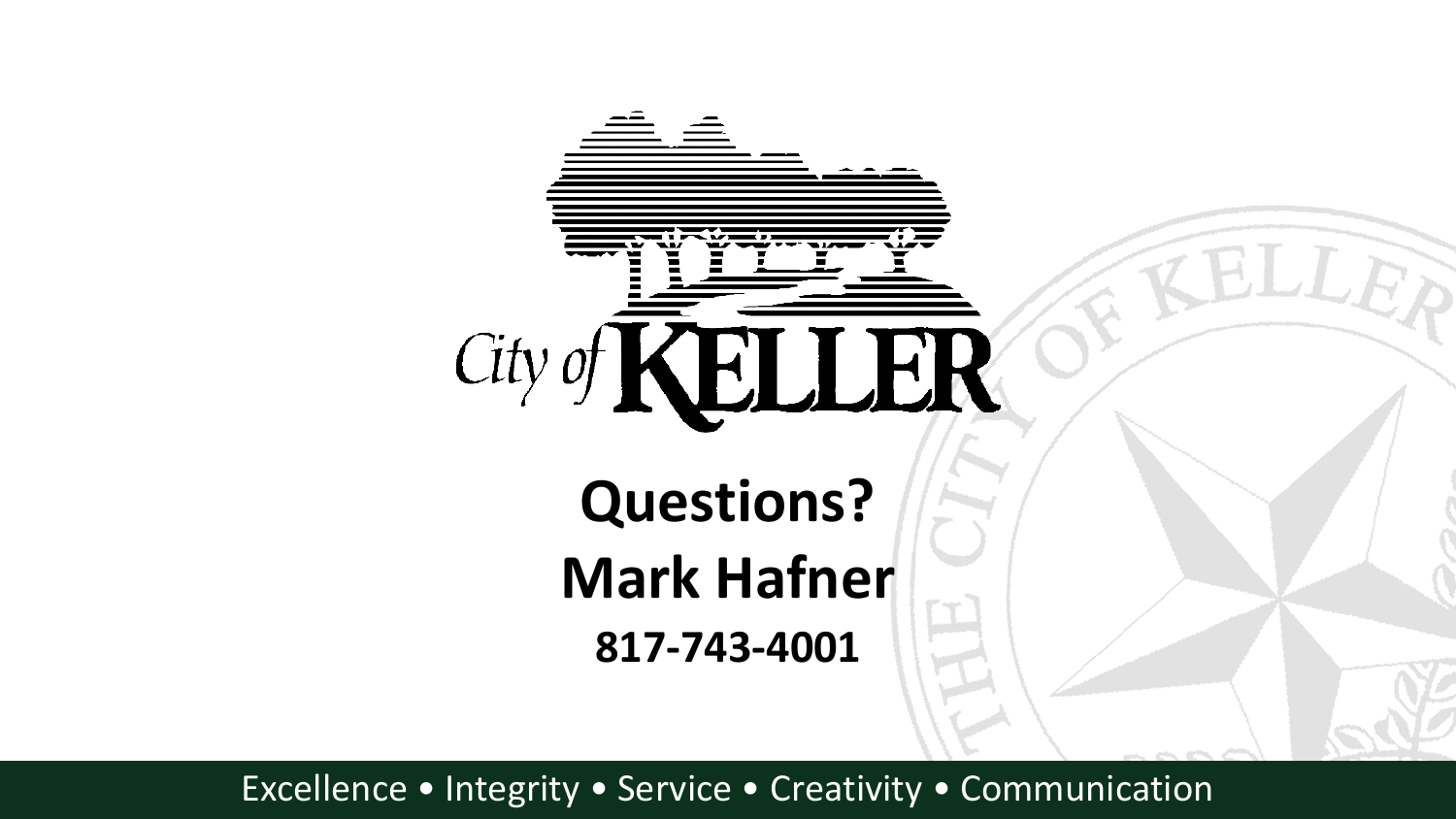City of KELLER

**Questions?**

**Mark Hafner**

**817-743-4001**

Excellence • Integrity • Service • Creativity • Communication